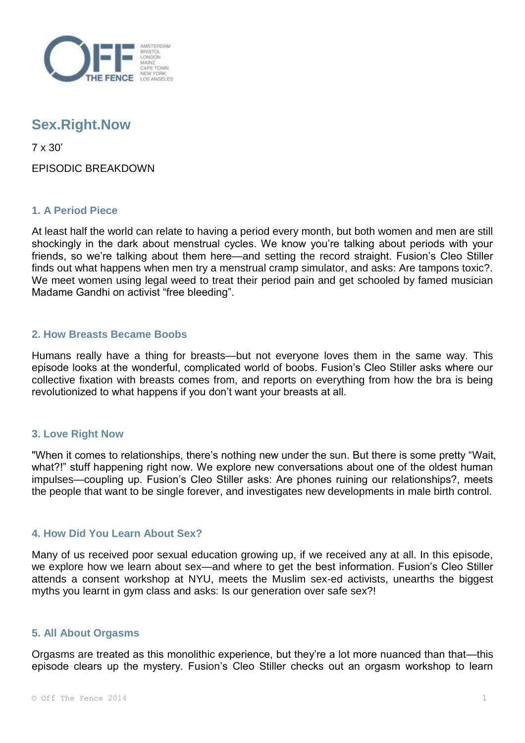# Sex.Right.Now

7 x 30'

EPISODIC BREAKDOWN

## 1. A Period Piece

At least half the world can relate to having a period every month, but both women and men are still shockingly in the dark about menstrual cycles. We know you're talking about periods with your friends, so we're talking about them here—and setting the record straight. Fusion's Cleo Stiller finds out what happens when men try a menstrual cramp simulator, and asks: Are tampons toxic?. We meet women using legal weed to treat their period pain and get schooled by famed musician Madame Gandhi on activist "free bleeding".

## 2. How Breasts Became Boobs

Humans really have a thing for breasts—but not everyone loves them in the same way. This episode looks at the wonderful, complicated world of boobs. Fusion's Cleo Stiller asks where our collective fixation with breasts comes from, and reports on everything from how the bra is being revolutionized to what happens if you don't want your breasts at all.

## 3. Love Right Now

"When it comes to relationships, there's nothing new under the sun. But there is some pretty "Wait, what?!" stuff happening right now. We explore new conversations about one of the oldest human impulses—coupling up. Fusion's Cleo Stiller asks: Are phones ruining our relationships?, meets the people that want to be single forever, and investigates new developments in male birth control.

## 4. How Did You Learn About Sex?

Many of us received poor sexual education growing up, if we received any at all. In this episode, we explore how we learn about sex—and where to get the best information. Fusion's Cleo Stiller attends a consent workshop at NYU, meets the Muslim sex-ed activists, unearths the biggest myths you learnt in gym class and asks: Is our generation over safe sex?!

## 5. All About Orgasms

Orgasms are treated as this monolithic experience, but they're a lot more nuanced than that—this episode clears up the mystery. Fusion's Cleo Stiller checks out an orgasm workshop to learn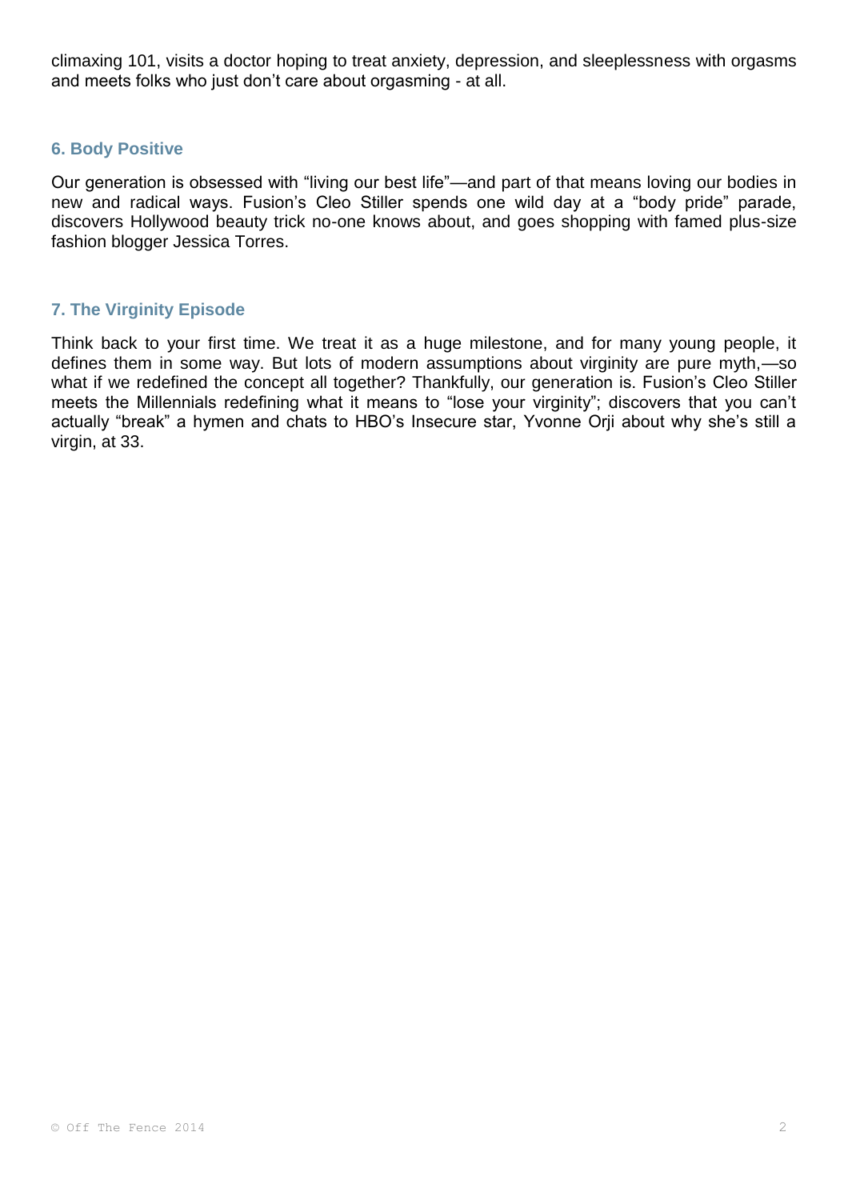climaxing 101, visits a doctor hoping to treat anxiety, depression, and sleeplessness with orgasms and meets folks who just don't care about orgasming - at all.

### 6. Body Positive

Our generation is obsessed with "living our best life"—and part of that means loving our bodies in new and radical ways. Fusion's Cleo Stiller spends one wild day at a "body pride" parade, discovers Hollywood beauty trick no-one knows about, and goes shopping with famed plus-size fashion blogger Jessica Torres.

### 7. The Virginity Episode

Think back to your first time. We treat it as a huge milestone, and for many young people, it defines them in some way. But lots of modern assumptions about virginity are pure myth,—so what if we redefined the concept all together? Thankfully, our generation is. Fusion's Cleo Stiller meets the Millennials redefining what it means to "lose your virginity"; discovers that you can't actually "break" a hymen and chats to HBO's Insecure star, Yvonne Orji about why she's still a virgin, at 33.